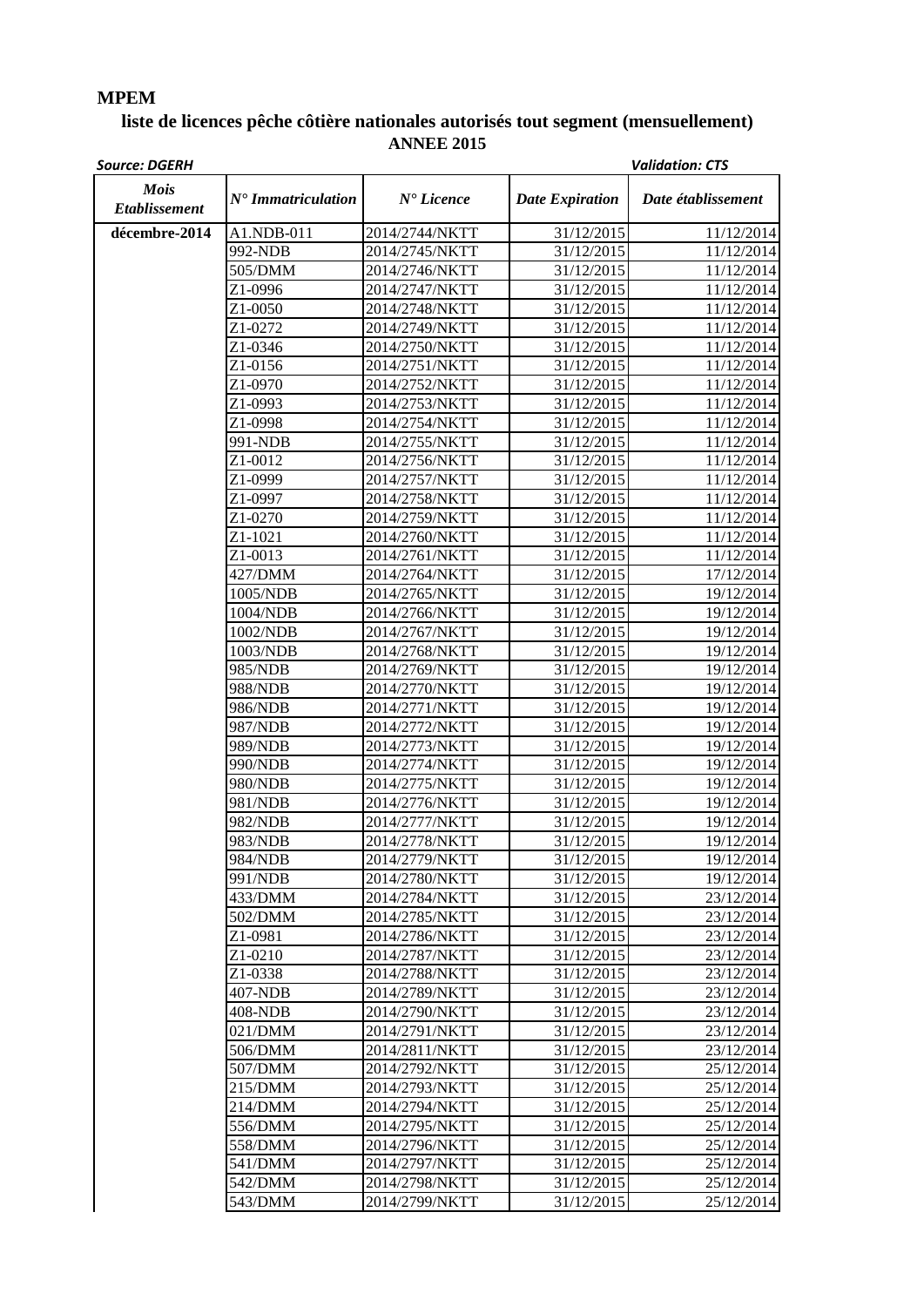**MPEM**

## liste de licences pêche côtière nationales autorisés tout segment (mensuellement)
## ANNEE 2015

*Source: DGERH* *Validation: CTS*

| *Mois Etablissement* | *N° Immatriculation* | *N° Licence* | *Date Expiration* | *Date établissement* |
|---|---|---|---|---|
| **décembre-2014** | A1.NDB-011 | 2014/2744/NKTT | 31/12/2015 | 11/12/2014 |
| | 992-NDB | 2014/2745/NKTT | 31/12/2015 | 11/12/2014 |
| | 505/DMM | 2014/2746/NKTT | 31/12/2015 | 11/12/2014 |
| | Z1-0996 | 2014/2747/NKTT | 31/12/2015 | 11/12/2014 |
| | Z1-0050 | 2014/2748/NKTT | 31/12/2015 | 11/12/2014 |
| | Z1-0272 | 2014/2749/NKTT | 31/12/2015 | 11/12/2014 |
| | Z1-0346 | 2014/2750/NKTT | 31/12/2015 | 11/12/2014 |
| | Z1-0156 | 2014/2751/NKTT | 31/12/2015 | 11/12/2014 |
| | Z1-0970 | 2014/2752/NKTT | 31/12/2015 | 11/12/2014 |
| | Z1-0993 | 2014/2753/NKTT | 31/12/2015 | 11/12/2014 |
| | Z1-0998 | 2014/2754/NKTT | 31/12/2015 | 11/12/2014 |
| | 991-NDB | 2014/2755/NKTT | 31/12/2015 | 11/12/2014 |
| | Z1-0012 | 2014/2756/NKTT | 31/12/2015 | 11/12/2014 |
| | Z1-0999 | 2014/2757/NKTT | 31/12/2015 | 11/12/2014 |
| | Z1-0997 | 2014/2758/NKTT | 31/12/2015 | 11/12/2014 |
| | Z1-0270 | 2014/2759/NKTT | 31/12/2015 | 11/12/2014 |
| | Z1-1021 | 2014/2760/NKTT | 31/12/2015 | 11/12/2014 |
| | Z1-0013 | 2014/2761/NKTT | 31/12/2015 | 11/12/2014 |
| | 427/DMM | 2014/2764/NKTT | 31/12/2015 | 17/12/2014 |
| | 1005/NDB | 2014/2765/NKTT | 31/12/2015 | 19/12/2014 |
| | 1004/NDB | 2014/2766/NKTT | 31/12/2015 | 19/12/2014 |
| | 1002/NDB | 2014/2767/NKTT | 31/12/2015 | 19/12/2014 |
| | 1003/NDB | 2014/2768/NKTT | 31/12/2015 | 19/12/2014 |
| | 985/NDB | 2014/2769/NKTT | 31/12/2015 | 19/12/2014 |
| | 988/NDB | 2014/2770/NKTT | 31/12/2015 | 19/12/2014 |
| | 986/NDB | 2014/2771/NKTT | 31/12/2015 | 19/12/2014 |
| | 987/NDB | 2014/2772/NKTT | 31/12/2015 | 19/12/2014 |
| | 989/NDB | 2014/2773/NKTT | 31/12/2015 | 19/12/2014 |
| | 990/NDB | 2014/2774/NKTT | 31/12/2015 | 19/12/2014 |
| | 980/NDB | 2014/2775/NKTT | 31/12/2015 | 19/12/2014 |
| | 981/NDB | 2014/2776/NKTT | 31/12/2015 | 19/12/2014 |
| | 982/NDB | 2014/2777/NKTT | 31/12/2015 | 19/12/2014 |
| | 983/NDB | 2014/2778/NKTT | 31/12/2015 | 19/12/2014 |
| | 984/NDB | 2014/2779/NKTT | 31/12/2015 | 19/12/2014 |
| | 991/NDB | 2014/2780/NKTT | 31/12/2015 | 19/12/2014 |
| | 433/DMM | 2014/2784/NKTT | 31/12/2015 | 23/12/2014 |
| | 502/DMM | 2014/2785/NKTT | 31/12/2015 | 23/12/2014 |
| | Z1-0981 | 2014/2786/NKTT | 31/12/2015 | 23/12/2014 |
| | Z1-0210 | 2014/2787/NKTT | 31/12/2015 | 23/12/2014 |
| | Z1-0338 | 2014/2788/NKTT | 31/12/2015 | 23/12/2014 |
| | 407-NDB | 2014/2789/NKTT | 31/12/2015 | 23/12/2014 |
| | 408-NDB | 2014/2790/NKTT | 31/12/2015 | 23/12/2014 |
| | 021/DMM | 2014/2791/NKTT | 31/12/2015 | 23/12/2014 |
| | 506/DMM | 2014/2811/NKTT | 31/12/2015 | 23/12/2014 |
| | 507/DMM | 2014/2792/NKTT | 31/12/2015 | 25/12/2014 |
| | 215/DMM | 2014/2793/NKTT | 31/12/2015 | 25/12/2014 |
| | 214/DMM | 2014/2794/NKTT | 31/12/2015 | 25/12/2014 |
| | 556/DMM | 2014/2795/NKTT | 31/12/2015 | 25/12/2014 |
| | 558/DMM | 2014/2796/NKTT | 31/12/2015 | 25/12/2014 |
| | 541/DMM | 2014/2797/NKTT | 31/12/2015 | 25/12/2014 |
| | 542/DMM | 2014/2798/NKTT | 31/12/2015 | 25/12/2014 |
| | 543/DMM | 2014/2799/NKTT | 31/12/2015 | 25/12/2014 |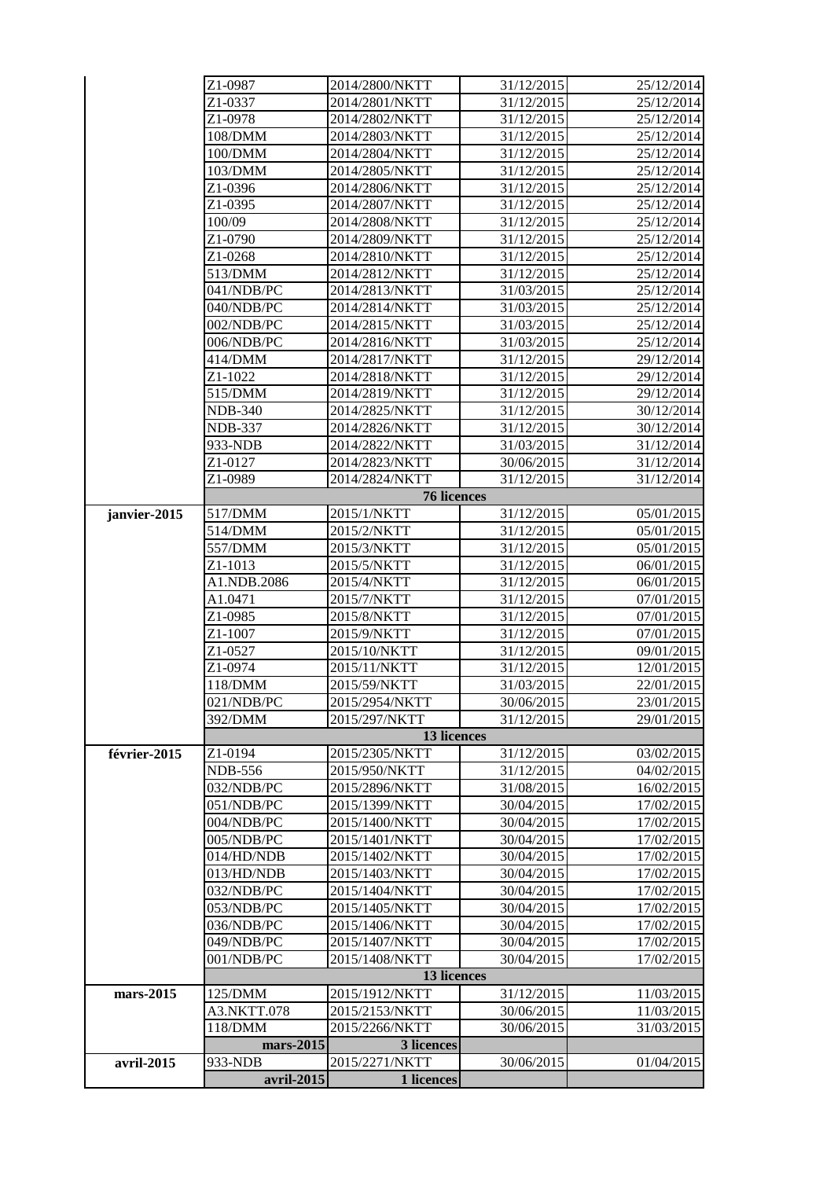| | | | | |
|---|---|---|---|---|
| | Z1-0987 | 2014/2800/NKTT | 31/12/2015 | 25/12/2014 |
| | Z1-0337 | 2014/2801/NKTT | 31/12/2015 | 25/12/2014 |
| | Z1-0978 | 2014/2802/NKTT | 31/12/2015 | 25/12/2014 |
| | 108/DMM | 2014/2803/NKTT | 31/12/2015 | 25/12/2014 |
| | 100/DMM | 2014/2804/NKTT | 31/12/2015 | 25/12/2014 |
| | 103/DMM | 2014/2805/NKTT | 31/12/2015 | 25/12/2014 |
| | Z1-0396 | 2014/2806/NKTT | 31/12/2015 | 25/12/2014 |
| | Z1-0395 | 2014/2807/NKTT | 31/12/2015 | 25/12/2014 |
| | 100/09 | 2014/2808/NKTT | 31/12/2015 | 25/12/2014 |
| | Z1-0790 | 2014/2809/NKTT | 31/12/2015 | 25/12/2014 |
| | Z1-0268 | 2014/2810/NKTT | 31/12/2015 | 25/12/2014 |
| | 513/DMM | 2014/2812/NKTT | 31/12/2015 | 25/12/2014 |
| | 041/NDB/PC | 2014/2813/NKTT | 31/03/2015 | 25/12/2014 |
| | 040/NDB/PC | 2014/2814/NKTT | 31/03/2015 | 25/12/2014 |
| | 002/NDB/PC | 2014/2815/NKTT | 31/03/2015 | 25/12/2014 |
| | 006/NDB/PC | 2014/2816/NKTT | 31/03/2015 | 25/12/2014 |
| | 414/DMM | 2014/2817/NKTT | 31/12/2015 | 29/12/2014 |
| | Z1-1022 | 2014/2818/NKTT | 31/12/2015 | 29/12/2014 |
| | 515/DMM | 2014/2819/NKTT | 31/12/2015 | 29/12/2014 |
| | NDB-340 | 2014/2825/NKTT | 31/12/2015 | 30/12/2014 |
| | NDB-337 | 2014/2826/NKTT | 31/12/2015 | 30/12/2014 |
| | 933-NDB | 2014/2822/NKTT | 31/03/2015 | 31/12/2014 |
| | Z1-0127 | 2014/2823/NKTT | 30/06/2015 | 31/12/2014 |
| | Z1-0989 | 2014/2824/NKTT | 31/12/2015 | 31/12/2014 |
| | **76 licences** | | | |
| **janvier-2015** | 517/DMM | 2015/1/NKTT | 31/12/2015 | 05/01/2015 |
| | 514/DMM | 2015/2/NKTT | 31/12/2015 | 05/01/2015 |
| | 557/DMM | 2015/3/NKTT | 31/12/2015 | 05/01/2015 |
| | Z1-1013 | 2015/5/NKTT | 31/12/2015 | 06/01/2015 |
| | A1.NDB.2086 | 2015/4/NKTT | 31/12/2015 | 06/01/2015 |
| | A1.0471 | 2015/7/NKTT | 31/12/2015 | 07/01/2015 |
| | Z1-0985 | 2015/8/NKTT | 31/12/2015 | 07/01/2015 |
| | Z1-1007 | 2015/9/NKTT | 31/12/2015 | 07/01/2015 |
| | Z1-0527 | 2015/10/NKTT | 31/12/2015 | 09/01/2015 |
| | Z1-0974 | 2015/11/NKTT | 31/12/2015 | 12/01/2015 |
| | 118/DMM | 2015/59/NKTT | 31/03/2015 | 22/01/2015 |
| | 021/NDB/PC | 2015/2954/NKTT | 30/06/2015 | 23/01/2015 |
| | 392/DMM | 2015/297/NKTT | 31/12/2015 | 29/01/2015 |
| | **13 licences** | | | |
| **février-2015** | Z1-0194 | 2015/2305/NKTT | 31/12/2015 | 03/02/2015 |
| | NDB-556 | 2015/950/NKTT | 31/12/2015 | 04/02/2015 |
| | 032/NDB/PC | 2015/2896/NKTT | 31/08/2015 | 16/02/2015 |
| | 051/NDB/PC | 2015/1399/NKTT | 30/04/2015 | 17/02/2015 |
| | 004/NDB/PC | 2015/1400/NKTT | 30/04/2015 | 17/02/2015 |
| | 005/NDB/PC | 2015/1401/NKTT | 30/04/2015 | 17/02/2015 |
| | 014/HD/NDB | 2015/1402/NKTT | 30/04/2015 | 17/02/2015 |
| | 013/HD/NDB | 2015/1403/NKTT | 30/04/2015 | 17/02/2015 |
| | 032/NDB/PC | 2015/1404/NKTT | 30/04/2015 | 17/02/2015 |
| | 053/NDB/PC | 2015/1405/NKTT | 30/04/2015 | 17/02/2015 |
| | 036/NDB/PC | 2015/1406/NKTT | 30/04/2015 | 17/02/2015 |
| | 049/NDB/PC | 2015/1407/NKTT | 30/04/2015 | 17/02/2015 |
| | 001/NDB/PC | 2015/1408/NKTT | 30/04/2015 | 17/02/2015 |
| | **13 licences** | | | |
| **mars-2015** | 125/DMM | 2015/1912/NKTT | 31/12/2015 | 11/03/2015 |
| | A3.NKTT.078 | 2015/2153/NKTT | 30/06/2015 | 11/03/2015 |
| | 118/DMM | 2015/2266/NKTT | 30/06/2015 | 31/03/2015 |
| | **mars-2015** | **3 licences** | | |
| **avril-2015** | 933-NDB | 2015/2271/NKTT | 30/06/2015 | 01/04/2015 |
| | **avril-2015** | **1 licences** | | |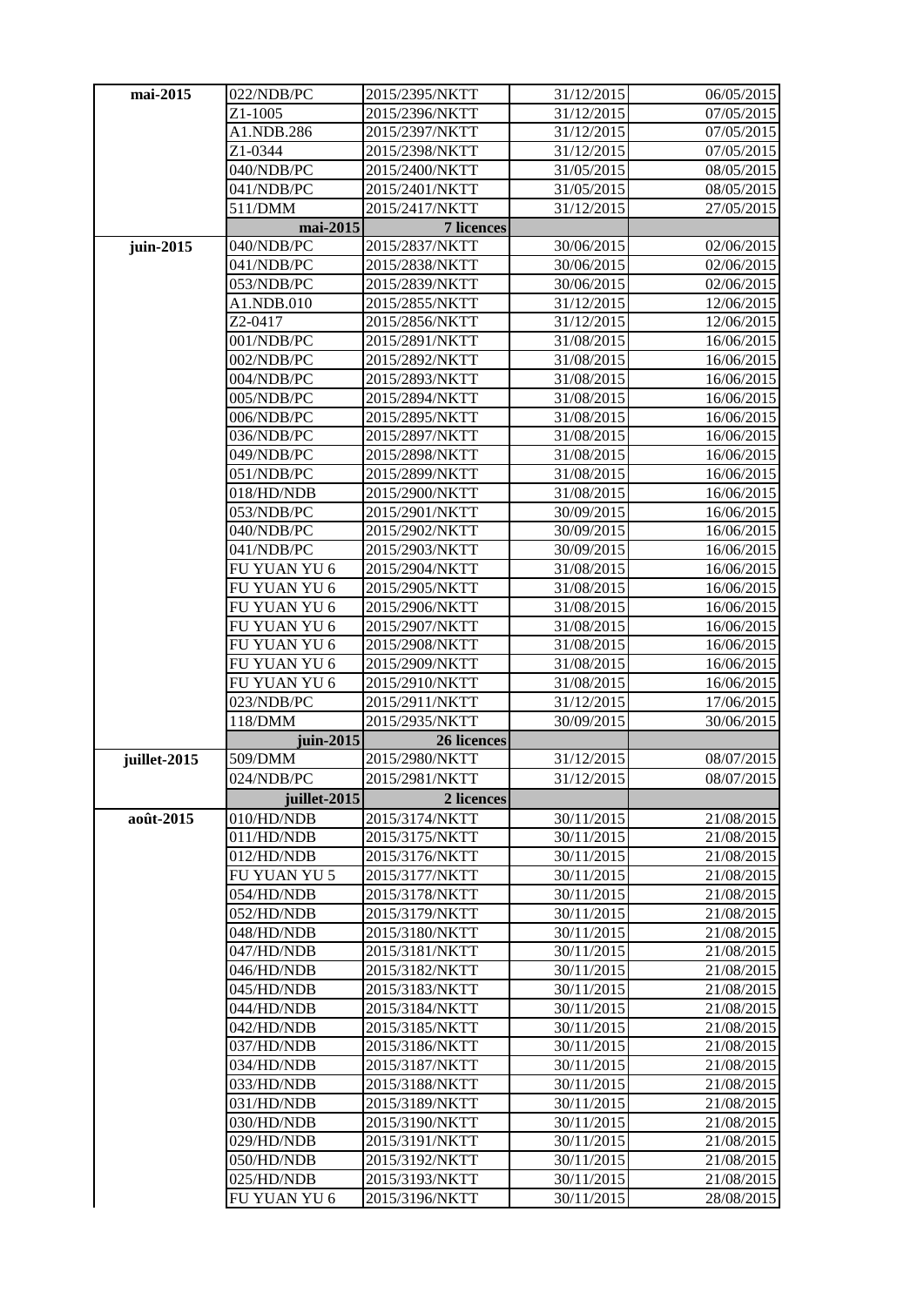| | | | | |
|---|---|---|---|---|
| **mai-2015** | 022/NDB/PC | 2015/2395/NKTT | 31/12/2015 | 06/05/2015 |
| | Z1-1005 | 2015/2396/NKTT | 31/12/2015 | 07/05/2015 |
| | A1.NDB.286 | 2015/2397/NKTT | 31/12/2015 | 07/05/2015 |
| | Z1-0344 | 2015/2398/NKTT | 31/12/2015 | 07/05/2015 |
| | 040/NDB/PC | 2015/2400/NKTT | 31/05/2015 | 08/05/2015 |
| | 041/NDB/PC | 2015/2401/NKTT | 31/05/2015 | 08/05/2015 |
| | 511/DMM | 2015/2417/NKTT | 31/12/2015 | 27/05/2015 |
| | **mai-2015** | **7 licences** | | |
| **juin-2015** | 040/NDB/PC | 2015/2837/NKTT | 30/06/2015 | 02/06/2015 |
| | 041/NDB/PC | 2015/2838/NKTT | 30/06/2015 | 02/06/2015 |
| | 053/NDB/PC | 2015/2839/NKTT | 30/06/2015 | 02/06/2015 |
| | A1.NDB.010 | 2015/2855/NKTT | 31/12/2015 | 12/06/2015 |
| | Z2-0417 | 2015/2856/NKTT | 31/12/2015 | 12/06/2015 |
| | 001/NDB/PC | 2015/2891/NKTT | 31/08/2015 | 16/06/2015 |
| | 002/NDB/PC | 2015/2892/NKTT | 31/08/2015 | 16/06/2015 |
| | 004/NDB/PC | 2015/2893/NKTT | 31/08/2015 | 16/06/2015 |
| | 005/NDB/PC | 2015/2894/NKTT | 31/08/2015 | 16/06/2015 |
| | 006/NDB/PC | 2015/2895/NKTT | 31/08/2015 | 16/06/2015 |
| | 036/NDB/PC | 2015/2897/NKTT | 31/08/2015 | 16/06/2015 |
| | 049/NDB/PC | 2015/2898/NKTT | 31/08/2015 | 16/06/2015 |
| | 051/NDB/PC | 2015/2899/NKTT | 31/08/2015 | 16/06/2015 |
| | 018/HD/NDB | 2015/2900/NKTT | 31/08/2015 | 16/06/2015 |
| | 053/NDB/PC | 2015/2901/NKTT | 30/09/2015 | 16/06/2015 |
| | 040/NDB/PC | 2015/2902/NKTT | 30/09/2015 | 16/06/2015 |
| | 041/NDB/PC | 2015/2903/NKTT | 30/09/2015 | 16/06/2015 |
| | FU YUAN YU 6 | 2015/2904/NKTT | 31/08/2015 | 16/06/2015 |
| | FU YUAN YU 6 | 2015/2905/NKTT | 31/08/2015 | 16/06/2015 |
| | FU YUAN YU 6 | 2015/2906/NKTT | 31/08/2015 | 16/06/2015 |
| | FU YUAN YU 6 | 2015/2907/NKTT | 31/08/2015 | 16/06/2015 |
| | FU YUAN YU 6 | 2015/2908/NKTT | 31/08/2015 | 16/06/2015 |
| | FU YUAN YU 6 | 2015/2909/NKTT | 31/08/2015 | 16/06/2015 |
| | FU YUAN YU 6 | 2015/2910/NKTT | 31/08/2015 | 16/06/2015 |
| | 023/NDB/PC | 2015/2911/NKTT | 31/12/2015 | 17/06/2015 |
| | 118/DMM | 2015/2935/NKTT | 30/09/2015 | 30/06/2015 |
| | **juin-2015** | **26 licences** | | |
| **juillet-2015** | 509/DMM | 2015/2980/NKTT | 31/12/2015 | 08/07/2015 |
| | 024/NDB/PC | 2015/2981/NKTT | 31/12/2015 | 08/07/2015 |
| | **juillet-2015** | **2 licences** | | |
| **août-2015** | 010/HD/NDB | 2015/3174/NKTT | 30/11/2015 | 21/08/2015 |
| | 011/HD/NDB | 2015/3175/NKTT | 30/11/2015 | 21/08/2015 |
| | 012/HD/NDB | 2015/3176/NKTT | 30/11/2015 | 21/08/2015 |
| | FU YUAN YU 5 | 2015/3177/NKTT | 30/11/2015 | 21/08/2015 |
| | 054/HD/NDB | 2015/3178/NKTT | 30/11/2015 | 21/08/2015 |
| | 052/HD/NDB | 2015/3179/NKTT | 30/11/2015 | 21/08/2015 |
| | 048/HD/NDB | 2015/3180/NKTT | 30/11/2015 | 21/08/2015 |
| | 047/HD/NDB | 2015/3181/NKTT | 30/11/2015 | 21/08/2015 |
| | 046/HD/NDB | 2015/3182/NKTT | 30/11/2015 | 21/08/2015 |
| | 045/HD/NDB | 2015/3183/NKTT | 30/11/2015 | 21/08/2015 |
| | 044/HD/NDB | 2015/3184/NKTT | 30/11/2015 | 21/08/2015 |
| | 042/HD/NDB | 2015/3185/NKTT | 30/11/2015 | 21/08/2015 |
| | 037/HD/NDB | 2015/3186/NKTT | 30/11/2015 | 21/08/2015 |
| | 034/HD/NDB | 2015/3187/NKTT | 30/11/2015 | 21/08/2015 |
| | 033/HD/NDB | 2015/3188/NKTT | 30/11/2015 | 21/08/2015 |
| | 031/HD/NDB | 2015/3189/NKTT | 30/11/2015 | 21/08/2015 |
| | 030/HD/NDB | 2015/3190/NKTT | 30/11/2015 | 21/08/2015 |
| | 029/HD/NDB | 2015/3191/NKTT | 30/11/2015 | 21/08/2015 |
| | 050/HD/NDB | 2015/3192/NKTT | 30/11/2015 | 21/08/2015 |
| | 025/HD/NDB | 2015/3193/NKTT | 30/11/2015 | 21/08/2015 |
| | FU YUAN YU 6 | 2015/3196/NKTT | 30/11/2015 | 28/08/2015 |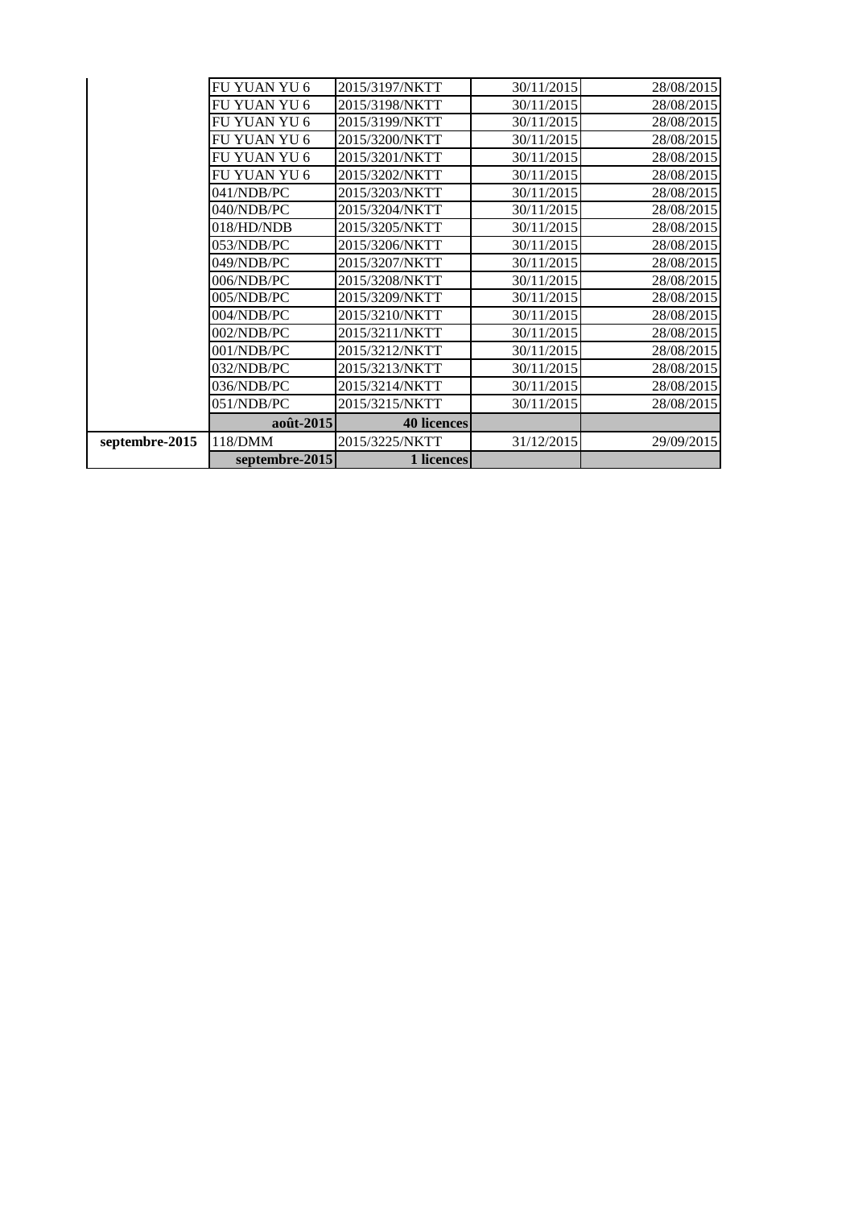| | | | | |
|---|---|---|---|---|
| | FU YUAN YU 6 | 2015/3197/NKTT | 30/11/2015 | 28/08/2015 |
| | FU YUAN YU 6 | 2015/3198/NKTT | 30/11/2015 | 28/08/2015 |
| | FU YUAN YU 6 | 2015/3199/NKTT | 30/11/2015 | 28/08/2015 |
| | FU YUAN YU 6 | 2015/3200/NKTT | 30/11/2015 | 28/08/2015 |
| | FU YUAN YU 6 | 2015/3201/NKTT | 30/11/2015 | 28/08/2015 |
| | FU YUAN YU 6 | 2015/3202/NKTT | 30/11/2015 | 28/08/2015 |
| | 041/NDB/PC | 2015/3203/NKTT | 30/11/2015 | 28/08/2015 |
| | 040/NDB/PC | 2015/3204/NKTT | 30/11/2015 | 28/08/2015 |
| | 018/HD/NDB | 2015/3205/NKTT | 30/11/2015 | 28/08/2015 |
| | 053/NDB/PC | 2015/3206/NKTT | 30/11/2015 | 28/08/2015 |
| | 049/NDB/PC | 2015/3207/NKTT | 30/11/2015 | 28/08/2015 |
| | 006/NDB/PC | 2015/3208/NKTT | 30/11/2015 | 28/08/2015 |
| | 005/NDB/PC | 2015/3209/NKTT | 30/11/2015 | 28/08/2015 |
| | 004/NDB/PC | 2015/3210/NKTT | 30/11/2015 | 28/08/2015 |
| | 002/NDB/PC | 2015/3211/NKTT | 30/11/2015 | 28/08/2015 |
| | 001/NDB/PC | 2015/3212/NKTT | 30/11/2015 | 28/08/2015 |
| | 032/NDB/PC | 2015/3213/NKTT | 30/11/2015 | 28/08/2015 |
| | 036/NDB/PC | 2015/3214/NKTT | 30/11/2015 | 28/08/2015 |
| | 051/NDB/PC | 2015/3215/NKTT | 30/11/2015 | 28/08/2015 |
| | **août-2015** | **40 licences** | | |
| **septembre-2015** | 118/DMM | 2015/3225/NKTT | 31/12/2015 | 29/09/2015 |
| | **septembre-2015** | **1 licences** | | |